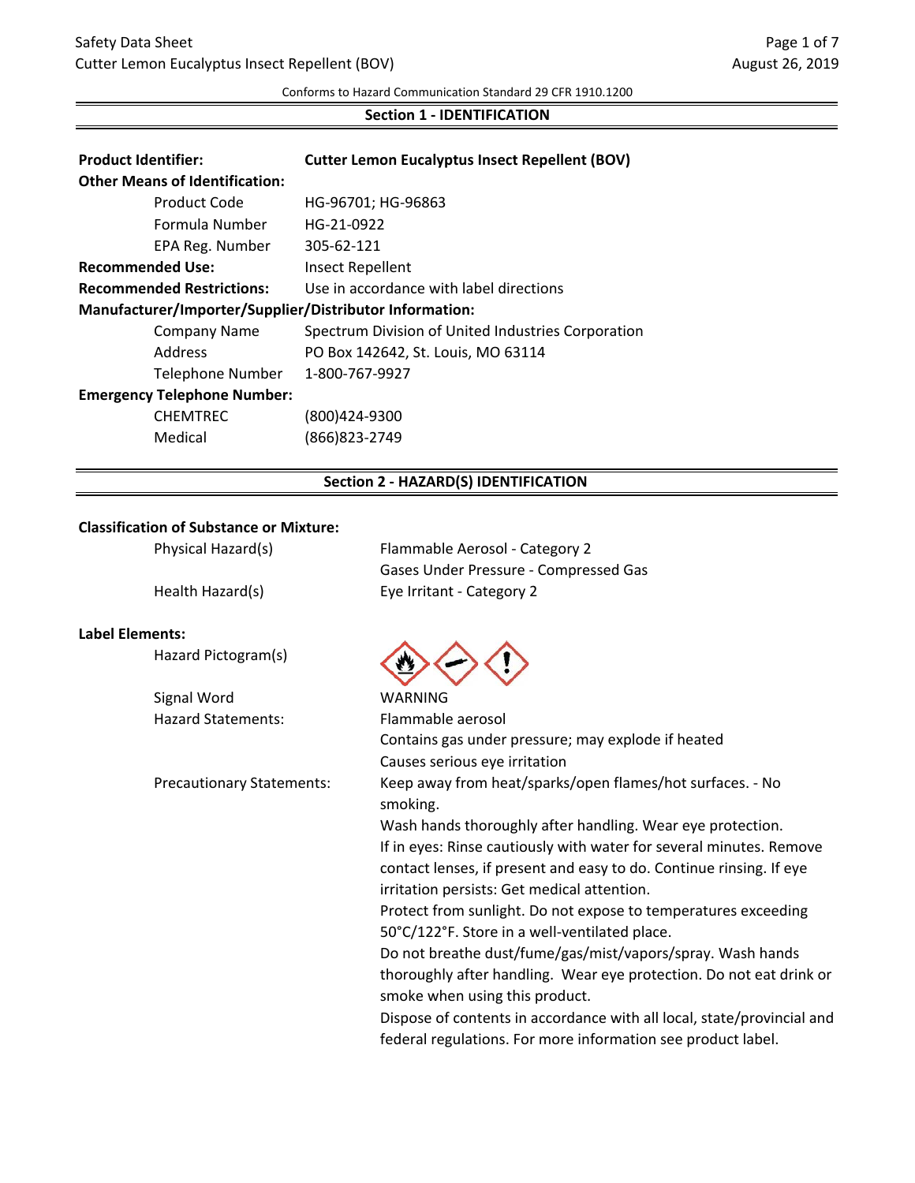Conforms to Hazard Communication Standard 29 CFR 1910.1200

## Section 1 - IDENTIFICATION

| | |
|---|---|
| **Product Identifier:** | **Cutter Lemon Eucalyptus Insect Repellent (BOV)** |
| **Other Means of Identification:** | |
| Product Code | HG-96701; HG-96863 |
| Formula Number | HG-21-0922 |
| EPA Reg. Number | 305-62-121 |
| **Recommended Use:** | Insect Repellent |
| **Recommended Restrictions:** | Use in accordance with label directions |
| **Manufacturer/Importer/Supplier/Distributor Information:** | |
| Company Name | Spectrum Division of United Industries Corporation |
| Address | PO Box 142642, St. Louis, MO 63114 |
| Telephone Number | 1-800-767-9927 |
| **Emergency Telephone Number:** | |
| CHEMTREC | (800)424-9300 |
| Medical | (866)823-2749 |

## Section 2 - HAZARD(S) IDENTIFICATION

**Classification of Substance or Mixture:**

| | |
|---|---|
| Physical Hazard(s) | Flammable Aerosol - Category 2<br>Gases Under Pressure - Compressed Gas |
| Health Hazard(s) | Eye Irritant - Category 2 |

**Label Elements:**

| | |
|---|---|
| Hazard Pictogram(s) | |
| Signal Word | WARNING |
| Hazard Statements: | Flammable aerosol<br>Contains gas under pressure; may explode if heated<br>Causes serious eye irritation |
| Precautionary Statements: | Keep away from heat/sparks/open flames/hot surfaces. - No smoking.<br>Wash hands thoroughly after handling. Wear eye protection.<br>If in eyes: Rinse cautiously with water for several minutes. Remove contact lenses, if present and easy to do. Continue rinsing. If eye irritation persists: Get medical attention.<br>Protect from sunlight. Do not expose to temperatures exceeding 50°C/122°F. Store in a well-ventilated place.<br>Do not breathe dust/fume/gas/mist/vapors/spray. Wash hands thoroughly after handling. Wear eye protection. Do not eat drink or smoke when using this product.<br>Dispose of contents in accordance with all local, state/provincial and federal regulations. For more information see product label. |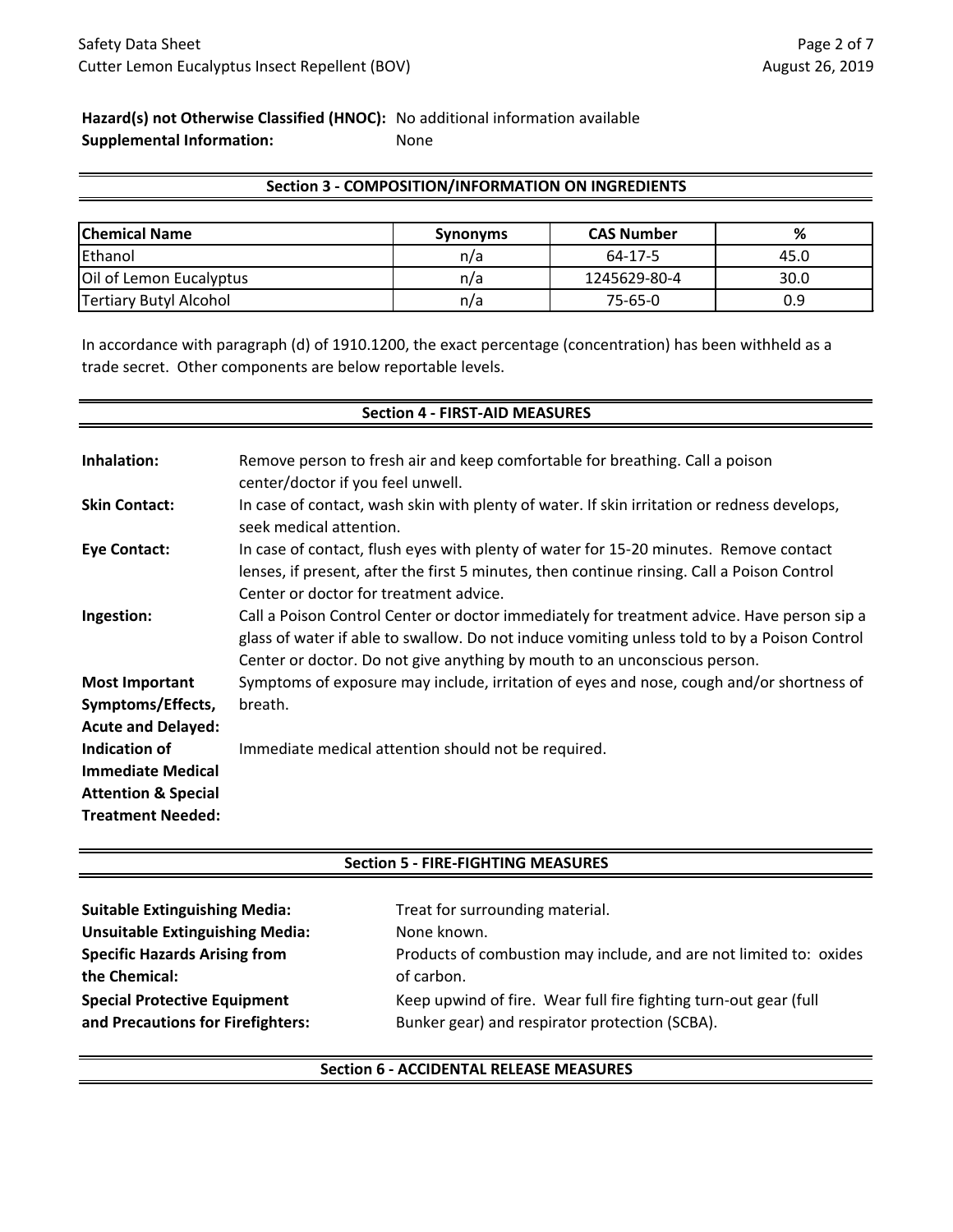**Hazard(s) not Otherwise Classified (HNOC):** No additional information available
**Supplemental Information:** None

## Section 3 - COMPOSITION/INFORMATION ON INGREDIENTS

| Chemical Name | Synonyms | CAS Number | % |
|---|---|---|---|
| Ethanol | n/a | 64-17-5 | 45.0 |
| Oil of Lemon Eucalyptus | n/a | 1245629-80-4 | 30.0 |
| Tertiary Butyl Alcohol | n/a | 75-65-0 | 0.9 |

In accordance with paragraph (d) of 1910.1200, the exact percentage (concentration) has been withheld as a trade secret. Other components are below reportable levels.

## Section 4 - FIRST-AID MEASURES

**Inhalation:** Remove person to fresh air and keep comfortable for breathing. Call a poison center/doctor if you feel unwell.

**Skin Contact:** In case of contact, wash skin with plenty of water. If skin irritation or redness develops, seek medical attention.

**Eye Contact:** In case of contact, flush eyes with plenty of water for 15-20 minutes. Remove contact lenses, if present, after the first 5 minutes, then continue rinsing. Call a Poison Control Center or doctor for treatment advice.

**Ingestion:** Call a Poison Control Center or doctor immediately for treatment advice. Have person sip a glass of water if able to swallow. Do not induce vomiting unless told to by a Poison Control Center or doctor. Do not give anything by mouth to an unconscious person.

**Most Important Symptoms/Effects, Acute and Delayed:** Symptoms of exposure may include, irritation of eyes and nose, cough and/or shortness of breath.

**Indication of Immediate Medical Attention & Special Treatment Needed:** Immediate medical attention should not be required.

## Section 5 - FIRE-FIGHTING MEASURES

**Suitable Extinguishing Media:** Treat for surrounding material.

**Unsuitable Extinguishing Media:** None known.

**Specific Hazards Arising from the Chemical:** Products of combustion may include, and are not limited to: oxides of carbon.

**Special Protective Equipment and Precautions for Firefighters:** Keep upwind of fire. Wear full fire fighting turn-out gear (full Bunker gear) and respirator protection (SCBA).

## Section 6 - ACCIDENTAL RELEASE MEASURES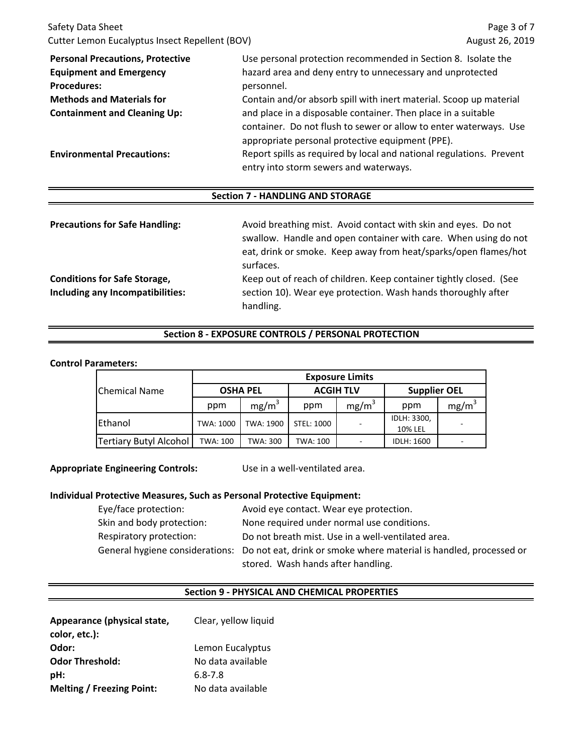**Personal Precautions, Protective Equipment and Emergency Procedures:** Use personal protection recommended in Section 8. Isolate the hazard area and deny entry to unnecessary and unprotected personnel.

**Methods and Materials for Containment and Cleaning Up:** Contain and/or absorb spill with inert material. Scoop up material and place in a disposable container. Then place in a suitable container. Do not flush to sewer or allow to enter waterways. Use appropriate personal protective equipment (PPE).

**Environmental Precautions:** Report spills as required by local and national regulations. Prevent entry into storm sewers and waterways.

## Section 7 - HANDLING AND STORAGE

**Precautions for Safe Handling:** Avoid breathing mist. Avoid contact with skin and eyes. Do not swallow. Handle and open container with care. When using do not eat, drink or smoke. Keep away from heat/sparks/open flames/hot surfaces.

**Conditions for Safe Storage, Including any Incompatibilities:** Keep out of reach of children. Keep container tightly closed. (See section 10). Wear eye protection. Wash hands thoroughly after handling.

## Section 8 - EXPOSURE CONTROLS / PERSONAL PROTECTION

**Control Parameters:**

| Chemical Name | Exposure Limits | | | | | |
|---|---|---|---|---|---|---|
| | OSHA PEL | | ACGIH TLV | | Supplier OEL | |
| | ppm | $mg/m^3$ | ppm | $mg/m^3$ | ppm | $mg/m^3$ |
| Ethanol | TWA: 1000 | TWA: 1900 | STEL: 1000 | - | IDLH: 3300, 10% LEL | - |
| Tertiary Butyl Alcohol | TWA: 100 | TWA: 300 | TWA: 100 | - | IDLH: 1600 | - |

**Appropriate Engineering Controls:** Use in a well-ventilated area.

**Individual Protective Measures, Such as Personal Protective Equipment:**

- Eye/face protection: Avoid eye contact. Wear eye protection.
- Skin and body protection: None required under normal use conditions.
- Respiratory protection: Do not breath mist. Use in a well-ventilated area.
- General hygiene considerations: Do not eat, drink or smoke where material is handled, processed or stored. Wash hands after handling.

## Section 9 - PHYSICAL AND CHEMICAL PROPERTIES

**Appearance (physical state, color, etc.):** Clear, yellow liquid

**Odor:** Lemon Eucalyptus

**Odor Threshold:** No data available

**pH:** 6.8-7.8

**Melting / Freezing Point:** No data available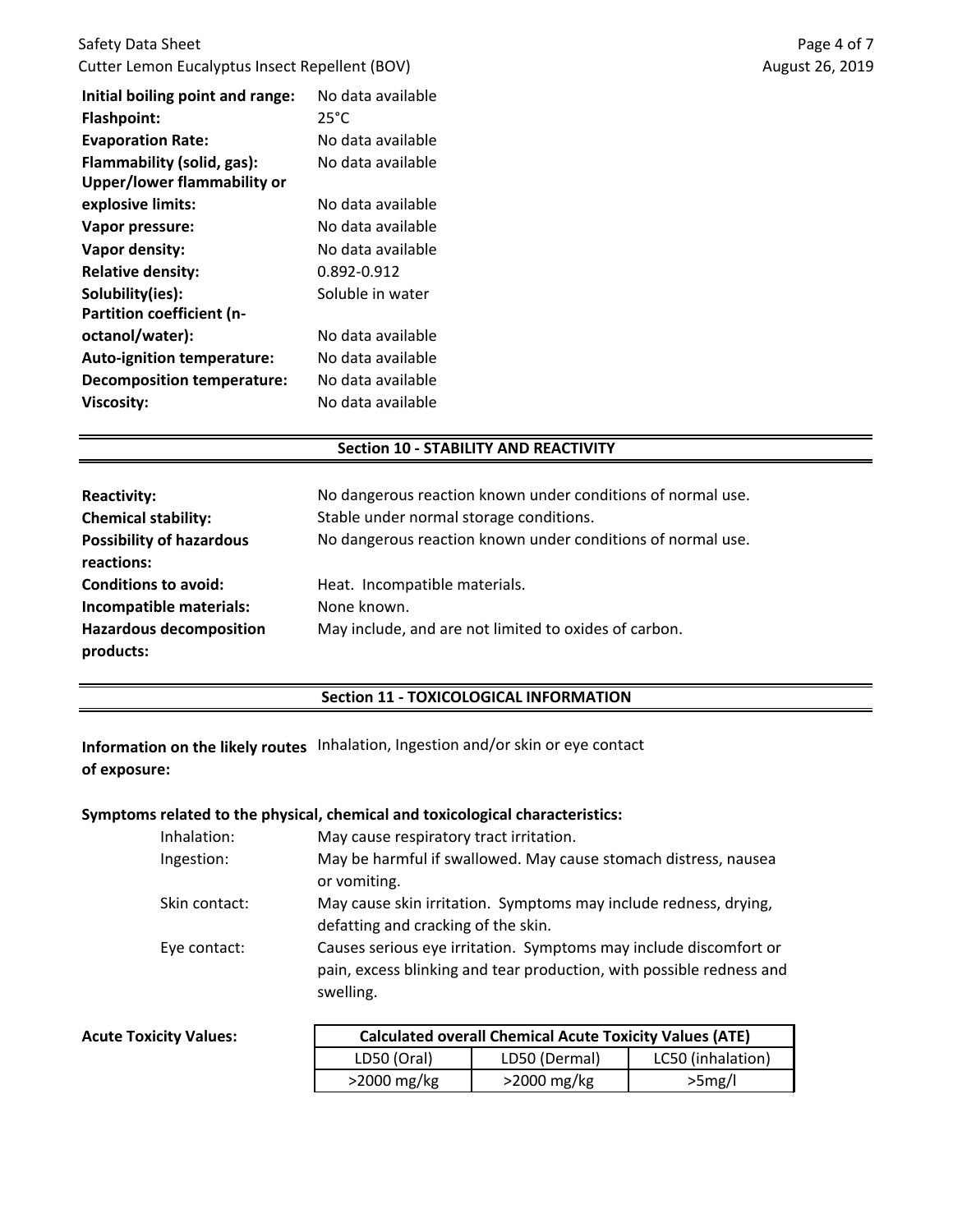**Initial boiling point and range:** No data available
**Flashpoint:** 25°C
**Evaporation Rate:** No data available
**Flammability (solid, gas):** No data available
**Upper/lower flammability or explosive limits:** No data available
**Vapor pressure:** No data available
**Vapor density:** No data available
**Relative density:** 0.892-0.912
**Solubility(ies):** Soluble in water
**Partition coefficient (n-octanol/water):** No data available
**Auto-ignition temperature:** No data available
**Decomposition temperature:** No data available
**Viscosity:** No data available

## Section 10 - STABILITY AND REACTIVITY

**Reactivity:** No dangerous reaction known under conditions of normal use.
**Chemical stability:** Stable under normal storage conditions.
**Possibility of hazardous reactions:** No dangerous reaction known under conditions of normal use.
**Conditions to avoid:** Heat. Incompatible materials.
**Incompatible materials:** None known.
**Hazardous decomposition products:** May include, and are not limited to oxides of carbon.

## Section 11 - TOXICOLOGICAL INFORMATION

**Information on the likely routes of exposure:** Inhalation, Ingestion and/or skin or eye contact

**Symptoms related to the physical, chemical and toxicological characteristics:**

Inhalation: May cause respiratory tract irritation.
Ingestion: May be harmful if swallowed. May cause stomach distress, nausea or vomiting.
Skin contact: May cause skin irritation. Symptoms may include redness, drying, defatting and cracking of the skin.
Eye contact: Causes serious eye irritation. Symptoms may include discomfort or pain, excess blinking and tear production, with possible redness and swelling.

**Acute Toxicity Values:**

| Calculated overall Chemical Acute Toxicity Values (ATE) | | |
|---|---|---|
| LD50 (Oral) | LD50 (Dermal) | LC50 (inhalation) |
| >2000 mg/kg | >2000 mg/kg | >5mg/l |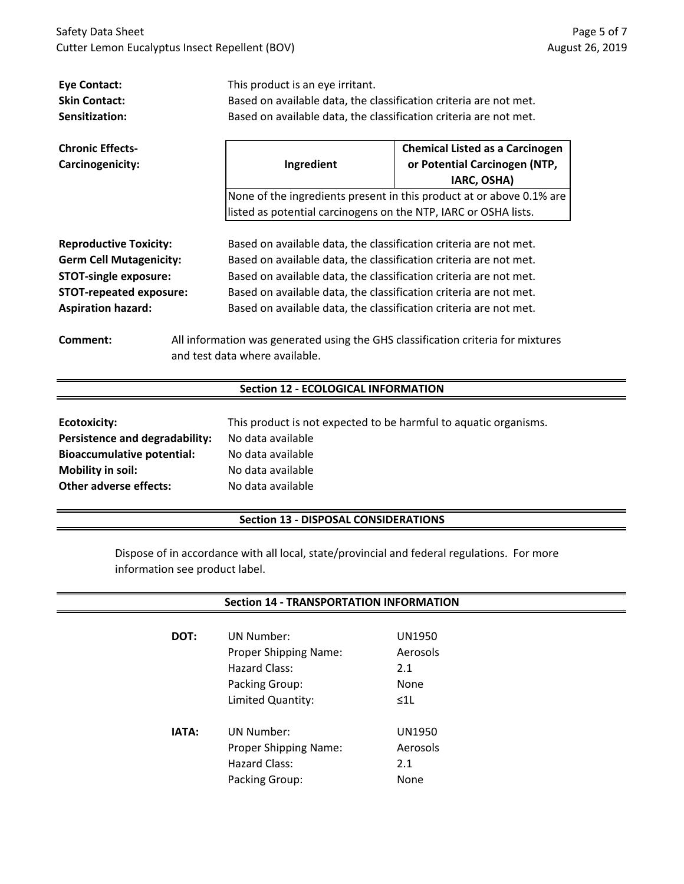**Eye Contact:** This product is an eye irritant.

**Skin Contact:** Based on available data, the classification criteria are not met.

**Sensitization:** Based on available data, the classification criteria are not met.

**Chronic Effects-Carcinogenicity:**

| Ingredient | Chemical Listed as a Carcinogen or Potential Carcinogen (NTP, IARC, OSHA) |
|---|---|
| None of the ingredients present in this product at or above 0.1% are listed as potential carcinogens on the NTP, IARC or OSHA lists. | |

**Reproductive Toxicity:** Based on available data, the classification criteria are not met.

**Germ Cell Mutagenicity:** Based on available data, the classification criteria are not met.

**STOT-single exposure:** Based on available data, the classification criteria are not met.

**STOT-repeated exposure:** Based on available data, the classification criteria are not met.

**Aspiration hazard:** Based on available data, the classification criteria are not met.

**Comment:** All information was generated using the GHS classification criteria for mixtures and test data where available.

## Section 12 - ECOLOGICAL INFORMATION

**Ecotoxicity:** This product is not expected to be harmful to aquatic organisms.

**Persistence and degradability:** No data available

**Bioaccumulative potential:** No data available

**Mobility in soil:** No data available

**Other adverse effects:** No data available

## Section 13 - DISPOSAL CONSIDERATIONS

Dispose of in accordance with all local, state/provincial and federal regulations. For more information see product label.

## Section 14 - TRANSPORTATION INFORMATION

**DOT:**

| | |
|---|---|
| UN Number: | UN1950 |
| Proper Shipping Name: | Aerosols |
| Hazard Class: | 2.1 |
| Packing Group: | None |
| Limited Quantity: | ≤1L |

**IATA:**

| | |
|---|---|
| UN Number: | UN1950 |
| Proper Shipping Name: | Aerosols |
| Hazard Class: | 2.1 |
| Packing Group: | None |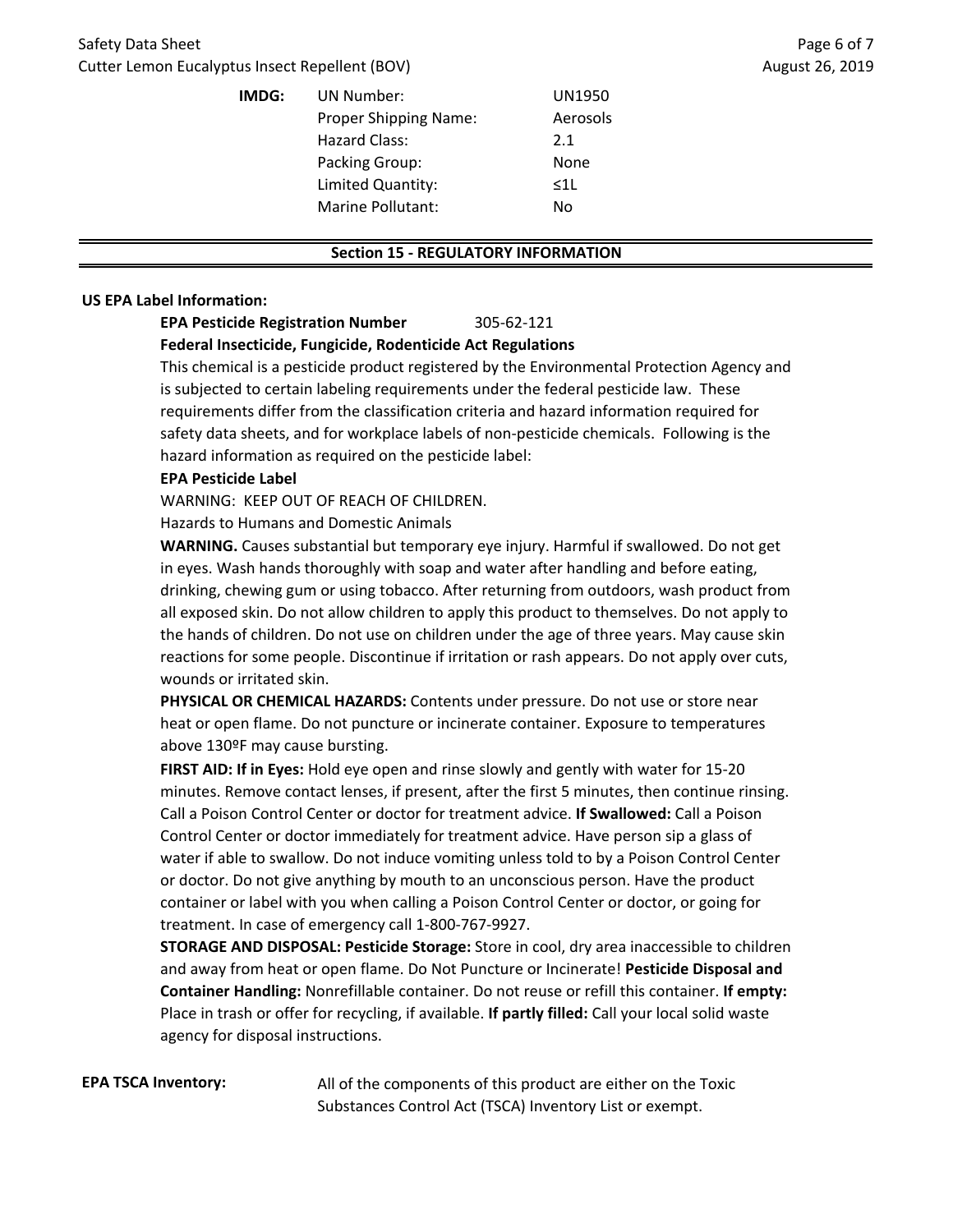**IMDG:**

| | |
|---|---|
| UN Number: | UN1950 |
| Proper Shipping Name: | Aerosols |
| Hazard Class: | 2.1 |
| Packing Group: | None |
| Limited Quantity: | ≤1L |
| Marine Pollutant: | No |

## Section 15 - REGULATORY INFORMATION

**US EPA Label Information:**

**EPA Pesticide Registration Number** 305-62-121

**Federal Insecticide, Fungicide, Rodenticide Act Regulations**

This chemical is a pesticide product registered by the Environmental Protection Agency and is subjected to certain labeling requirements under the federal pesticide law. These requirements differ from the classification criteria and hazard information required for safety data sheets, and for workplace labels of non-pesticide chemicals. Following is the hazard information as required on the pesticide label:

**EPA Pesticide Label**

WARNING: KEEP OUT OF REACH OF CHILDREN.

Hazards to Humans and Domestic Animals

**WARNING.** Causes substantial but temporary eye injury. Harmful if swallowed. Do not get in eyes. Wash hands thoroughly with soap and water after handling and before eating, drinking, chewing gum or using tobacco. After returning from outdoors, wash product from all exposed skin. Do not allow children to apply this product to themselves. Do not apply to the hands of children. Do not use on children under the age of three years. May cause skin reactions for some people. Discontinue if irritation or rash appears. Do not apply over cuts, wounds or irritated skin.

**PHYSICAL OR CHEMICAL HAZARDS:** Contents under pressure. Do not use or store near heat or open flame. Do not puncture or incinerate container. Exposure to temperatures above 130ºF may cause bursting.

**FIRST AID: If in Eyes:** Hold eye open and rinse slowly and gently with water for 15-20 minutes. Remove contact lenses, if present, after the first 5 minutes, then continue rinsing. Call a Poison Control Center or doctor for treatment advice. **If Swallowed:** Call a Poison Control Center or doctor immediately for treatment advice. Have person sip a glass of water if able to swallow. Do not induce vomiting unless told to by a Poison Control Center or doctor. Do not give anything by mouth to an unconscious person. Have the product container or label with you when calling a Poison Control Center or doctor, or going for treatment. In case of emergency call 1-800-767-9927.

**STORAGE AND DISPOSAL: Pesticide Storage:** Store in cool, dry area inaccessible to children and away from heat or open flame. Do Not Puncture or Incinerate! **Pesticide Disposal and Container Handling:** Nonrefillable container. Do not reuse or refill this container. **If empty:** Place in trash or offer for recycling, if available. **If partly filled:** Call your local solid waste agency for disposal instructions.

**EPA TSCA Inventory:** All of the components of this product are either on the Toxic Substances Control Act (TSCA) Inventory List or exempt.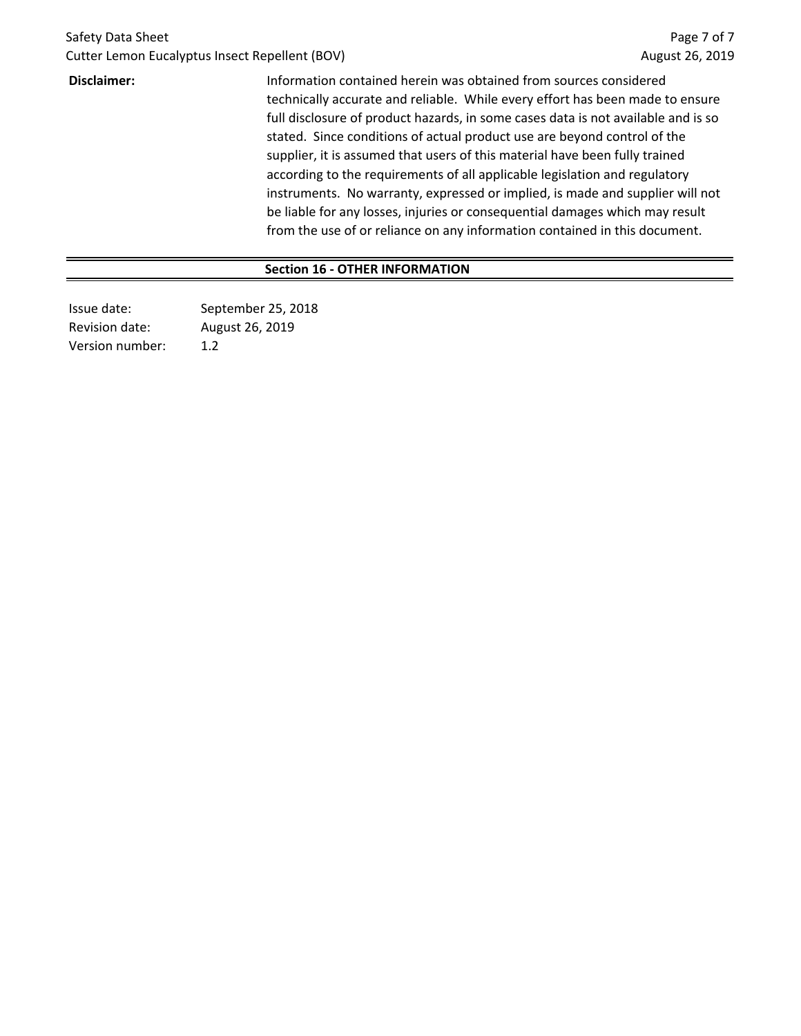**Disclaimer:** Information contained herein was obtained from sources considered technically accurate and reliable. While every effort has been made to ensure full disclosure of product hazards, in some cases data is not available and is so stated. Since conditions of actual product use are beyond control of the supplier, it is assumed that users of this material have been fully trained according to the requirements of all applicable legislation and regulatory instruments. No warranty, expressed or implied, is made and supplier will not be liable for any losses, injuries or consequential damages which may result from the use of or reliance on any information contained in this document.

## Section 16 - OTHER INFORMATION

| | |
|---|---|
| Issue date: | September 25, 2018 |
| Revision date: | August 26, 2019 |
| Version number: | 1.2 |